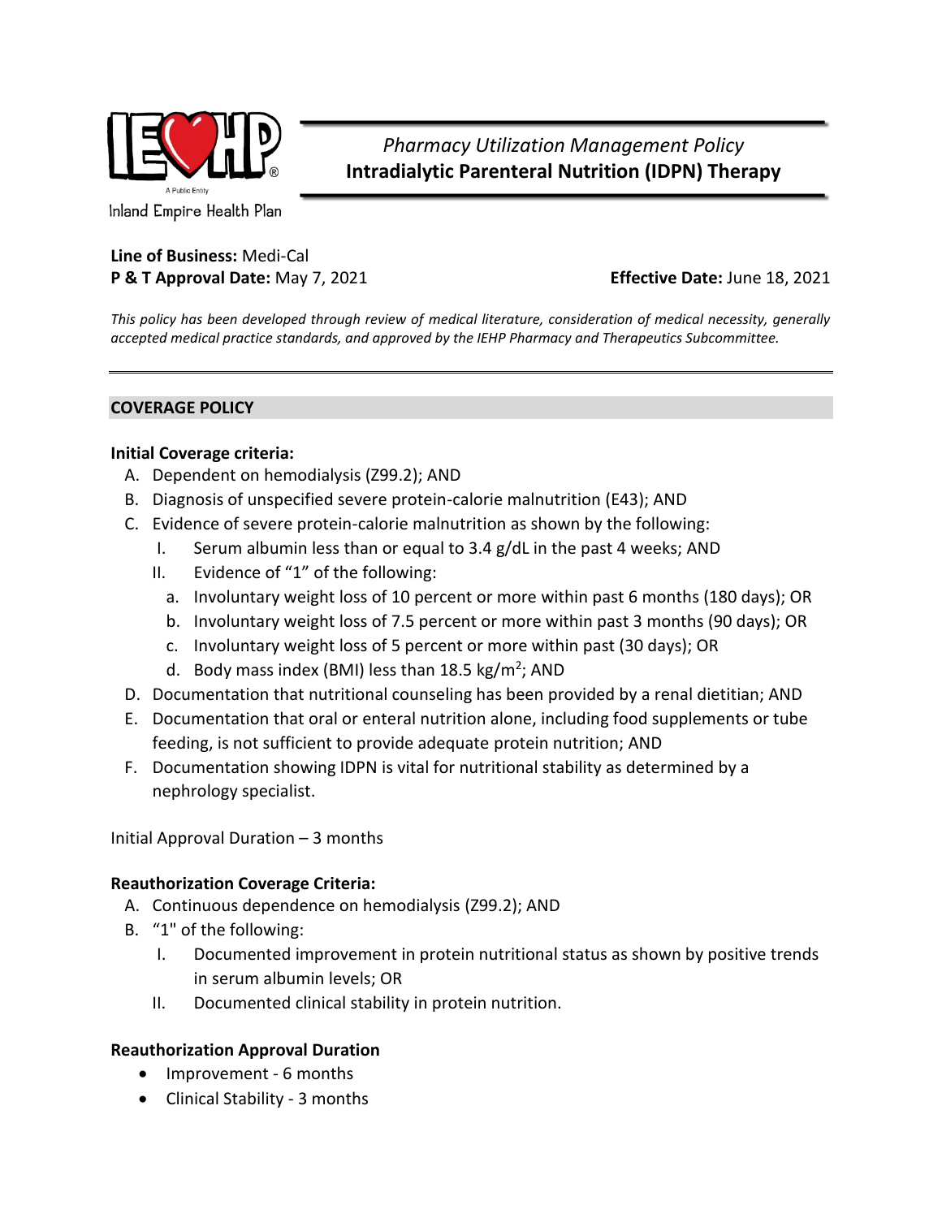Inland Empire Health Plan

*Pharmacy Utilization Management Policy*
**Intradialytic Parenteral Nutrition (IDPN) Therapy**

**Line of Business:** Medi-Cal
**P & T Approval Date:** May 7, 2021 **Effective Date:** June 18, 2021

*This policy has been developed through review of medical literature, consideration of medical necessity, generally accepted medical practice standards, and approved by the IEHP Pharmacy and Therapeutics Subcommittee.*

---

## COVERAGE POLICY

**Initial Coverage criteria:**

A. Dependent on hemodialysis (Z99.2); AND
B. Diagnosis of unspecified severe protein-calorie malnutrition (E43); AND
C. Evidence of severe protein-calorie malnutrition as shown by the following:
   I. Serum albumin less than or equal to 3.4 g/dL in the past 4 weeks; AND
   II. Evidence of "1" of the following:
      a. Involuntary weight loss of 10 percent or more within past 6 months (180 days); OR
      b. Involuntary weight loss of 7.5 percent or more within past 3 months (90 days); OR
      c. Involuntary weight loss of 5 percent or more within past (30 days); OR
      d. Body mass index (BMI) less than 18.5 kg/m$^2$; AND
D. Documentation that nutritional counseling has been provided by a renal dietitian; AND
E. Documentation that oral or enteral nutrition alone, including food supplements or tube feeding, is not sufficient to provide adequate protein nutrition; AND
F. Documentation showing IDPN is vital for nutritional stability as determined by a nephrology specialist.

Initial Approval Duration – 3 months

**Reauthorization Coverage Criteria:**

A. Continuous dependence on hemodialysis (Z99.2); AND
B. "1" of the following:
   I. Documented improvement in protein nutritional status as shown by positive trends in serum albumin levels; OR
   II. Documented clinical stability in protein nutrition.

**Reauthorization Approval Duration**

- Improvement - 6 months
- Clinical Stability - 3 months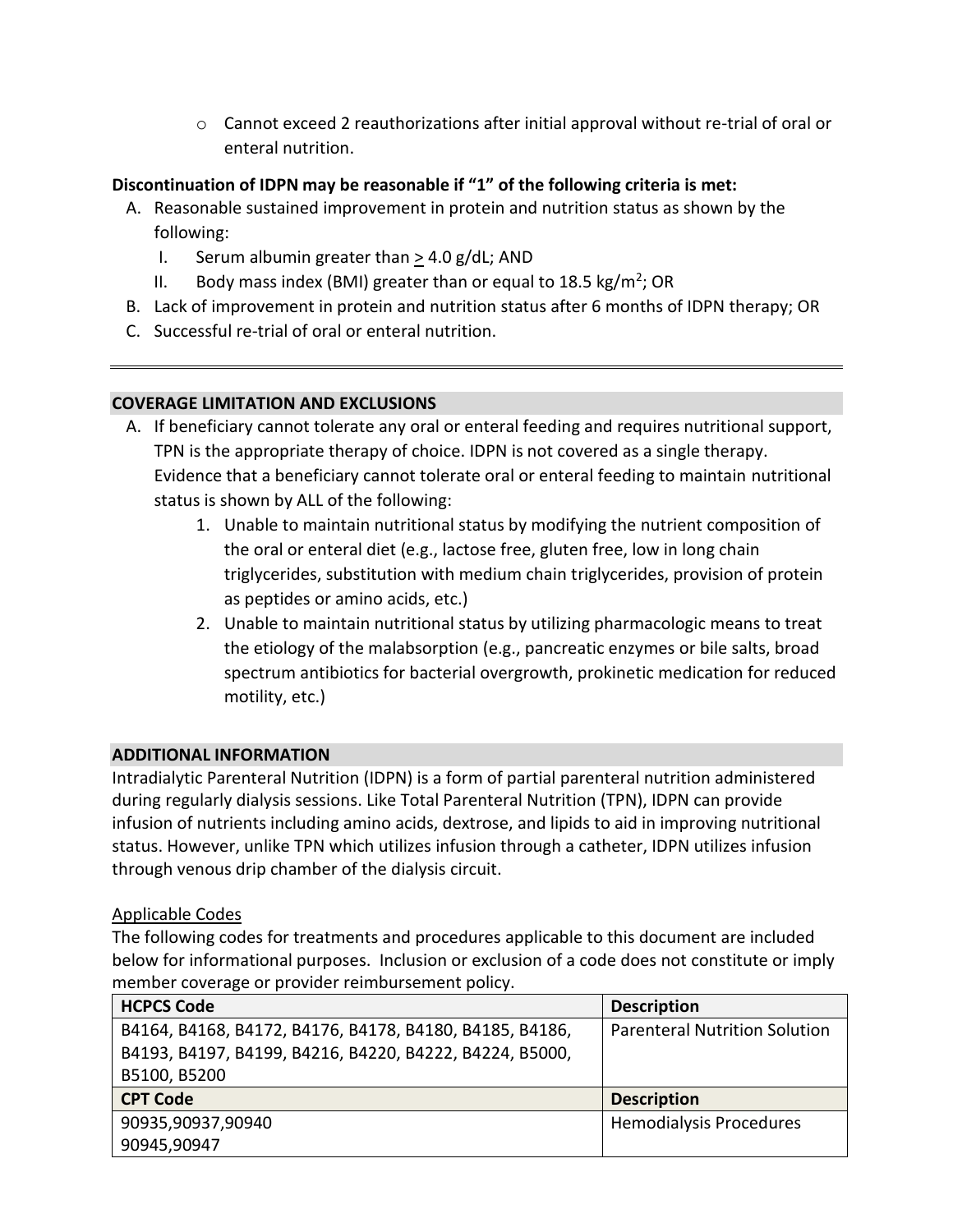- Cannot exceed 2 reauthorizations after initial approval without re-trial of oral or enteral nutrition.

**Discontinuation of IDPN may be reasonable if "1" of the following criteria is met:**

A. Reasonable sustained improvement in protein and nutrition status as shown by the following:
   I. Serum albumin greater than $\geq$ 4.0 g/dL; AND
   II. Body mass index (BMI) greater than or equal to 18.5 kg/m$^2$; OR
B. Lack of improvement in protein and nutrition status after 6 months of IDPN therapy; OR
C. Successful re-trial of oral or enteral nutrition.

---

## COVERAGE LIMITATION AND EXCLUSIONS

A. If beneficiary cannot tolerate any oral or enteral feeding and requires nutritional support, TPN is the appropriate therapy of choice. IDPN is not covered as a single therapy. Evidence that a beneficiary cannot tolerate oral or enteral feeding to maintain nutritional status is shown by ALL of the following:
   1. Unable to maintain nutritional status by modifying the nutrient composition of the oral or enteral diet (e.g., lactose free, gluten free, low in long chain triglycerides, substitution with medium chain triglycerides, provision of protein as peptides or amino acids, etc.)
   2. Unable to maintain nutritional status by utilizing pharmacologic means to treat the etiology of the malabsorption (e.g., pancreatic enzymes or bile salts, broad spectrum antibiotics for bacterial overgrowth, prokinetic medication for reduced motility, etc.)

## ADDITIONAL INFORMATION

Intradialytic Parenteral Nutrition (IDPN) is a form of partial parenteral nutrition administered during regularly dialysis sessions. Like Total Parenteral Nutrition (TPN), IDPN can provide infusion of nutrients including amino acids, dextrose, and lipids to aid in improving nutritional status. However, unlike TPN which utilizes infusion through a catheter, IDPN utilizes infusion through venous drip chamber of the dialysis circuit.

Applicable Codes

The following codes for treatments and procedures applicable to this document are included below for informational purposes. Inclusion or exclusion of a code does not constitute or imply member coverage or provider reimbursement policy.

| HCPCS Code | Description |
|---|---|
| B4164, B4168, B4172, B4176, B4178, B4180, B4185, B4186, B4193, B4197, B4199, B4216, B4220, B4222, B4224, B5000, B5100, B5200 | Parenteral Nutrition Solution |
| **CPT Code** | **Description** |
| 90935,90937,90940<br>90945,90947 | Hemodialysis Procedures |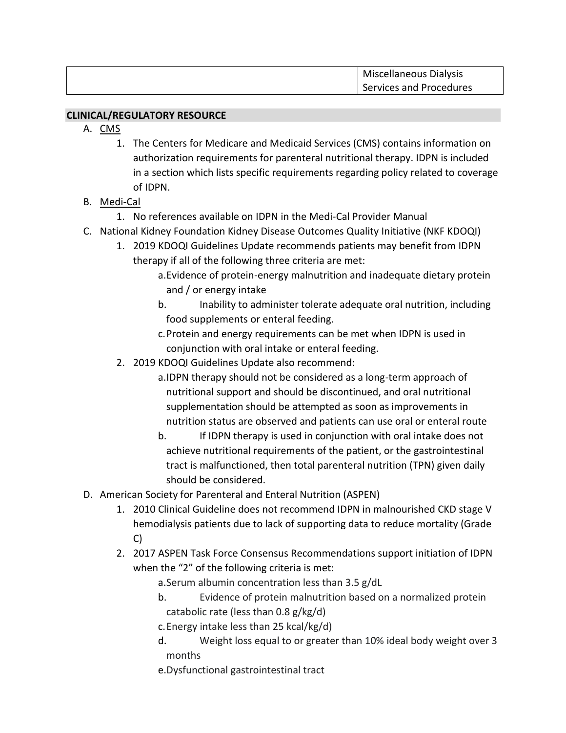| | Miscellaneous Dialysis Services and Procedures |
|---|---|

## CLINICAL/REGULATORY RESOURCE

A. CMS
   1. The Centers for Medicare and Medicaid Services (CMS) contains information on authorization requirements for parenteral nutritional therapy. IDPN is included in a section which lists specific requirements regarding policy related to coverage of IDPN.

B. Medi-Cal
   1. No references available on IDPN in the Medi-Cal Provider Manual

C. National Kidney Foundation Kidney Disease Outcomes Quality Initiative (NKF KDOQI)
   1. 2019 KDOQI Guidelines Update recommends patients may benefit from IDPN therapy if all of the following three criteria are met:
      a. Evidence of protein-energy malnutrition and inadequate dietary protein and / or energy intake
      b. Inability to administer tolerate adequate oral nutrition, including food supplements or enteral feeding.
      c. Protein and energy requirements can be met when IDPN is used in conjunction with oral intake or enteral feeding.
   2. 2019 KDOQI Guidelines Update also recommend:
      a. IDPN therapy should not be considered as a long-term approach of nutritional support and should be discontinued, and oral nutritional supplementation should be attempted as soon as improvements in nutrition status are observed and patients can use oral or enteral route
      b. If IDPN therapy is used in conjunction with oral intake does not achieve nutritional requirements of the patient, or the gastrointestinal tract is malfunctioned, then total parenteral nutrition (TPN) given daily should be considered.

D. American Society for Parenteral and Enteral Nutrition (ASPEN)
   1. 2010 Clinical Guideline does not recommend IDPN in malnourished CKD stage V hemodialysis patients due to lack of supporting data to reduce mortality (Grade C)
   2. 2017 ASPEN Task Force Consensus Recommendations support initiation of IDPN when the "2" of the following criteria is met:
      a. Serum albumin concentration less than 3.5 g/dL
      b. Evidence of protein malnutrition based on a normalized protein catabolic rate (less than 0.8 g/kg/d)
      c. Energy intake less than 25 kcal/kg/d)
      d. Weight loss equal to or greater than 10% ideal body weight over 3 months
      e. Dysfunctional gastrointestinal tract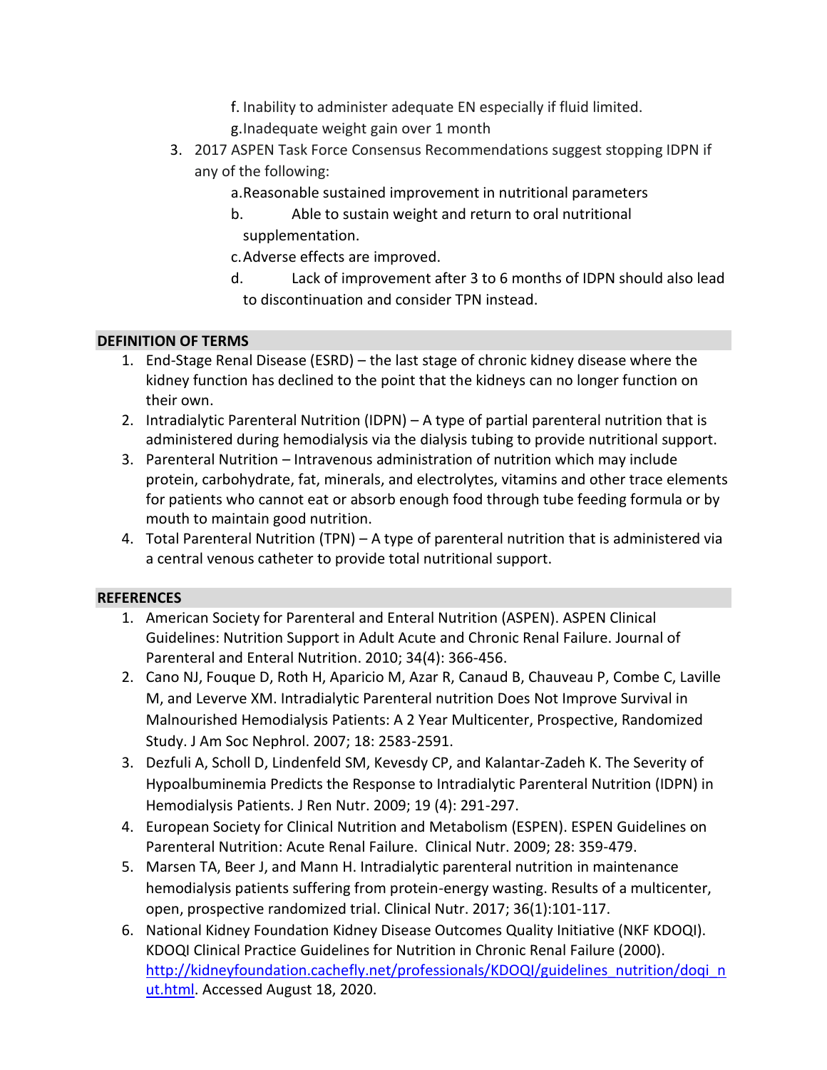f. Inability to administer adequate EN especially if fluid limited.
   g. Inadequate weight gain over 1 month

3. 2017 ASPEN Task Force Consensus Recommendations suggest stopping IDPN if any of the following:
   a. Reasonable sustained improvement in nutritional parameters
   b. Able to sustain weight and return to oral nutritional supplementation.
   c. Adverse effects are improved.
   d. Lack of improvement after 3 to 6 months of IDPN should also lead to discontinuation and consider TPN instead.

## DEFINITION OF TERMS

1. End-Stage Renal Disease (ESRD) – the last stage of chronic kidney disease where the kidney function has declined to the point that the kidneys can no longer function on their own.
2. Intradialytic Parenteral Nutrition (IDPN) – A type of partial parenteral nutrition that is administered during hemodialysis via the dialysis tubing to provide nutritional support.
3. Parenteral Nutrition – Intravenous administration of nutrition which may include protein, carbohydrate, fat, minerals, and electrolytes, vitamins and other trace elements for patients who cannot eat or absorb enough food through tube feeding formula or by mouth to maintain good nutrition.
4. Total Parenteral Nutrition (TPN) – A type of parenteral nutrition that is administered via a central venous catheter to provide total nutritional support.

## REFERENCES

1. American Society for Parenteral and Enteral Nutrition (ASPEN). ASPEN Clinical Guidelines: Nutrition Support in Adult Acute and Chronic Renal Failure. Journal of Parenteral and Enteral Nutrition. 2010; 34(4): 366-456.
2. Cano NJ, Fouque D, Roth H, Aparicio M, Azar R, Canaud B, Chauveau P, Combe C, Laville M, and Leverve XM. Intradialytic Parenteral nutrition Does Not Improve Survival in Malnourished Hemodialysis Patients: A 2 Year Multicenter, Prospective, Randomized Study. J Am Soc Nephrol. 2007; 18: 2583-2591.
3. Dezfuli A, Scholl D, Lindenfeld SM, Kevesdy CP, and Kalantar-Zadeh K. The Severity of Hypoalbuminemia Predicts the Response to Intradialytic Parenteral Nutrition (IDPN) in Hemodialysis Patients. J Ren Nutr. 2009; 19 (4): 291-297.
4. European Society for Clinical Nutrition and Metabolism (ESPEN). ESPEN Guidelines on Parenteral Nutrition: Acute Renal Failure. Clinical Nutr. 2009; 28: 359-479.
5. Marsen TA, Beer J, and Mann H. Intradialytic parenteral nutrition in maintenance hemodialysis patients suffering from protein-energy wasting. Results of a multicenter, open, prospective randomized trial. Clinical Nutr. 2017; 36(1):101-117.
6. National Kidney Foundation Kidney Disease Outcomes Quality Initiative (NKF KDOQI). KDOQI Clinical Practice Guidelines for Nutrition in Chronic Renal Failure (2000). [http://kidneyfoundation.cachefly.net/professionals/KDOQI/guidelines_nutrition/doqi_nut.html](http://kidneyfoundation.cachefly.net/professionals/KDOQI/guidelines_nutrition/doqi_nut.html). Accessed August 18, 2020.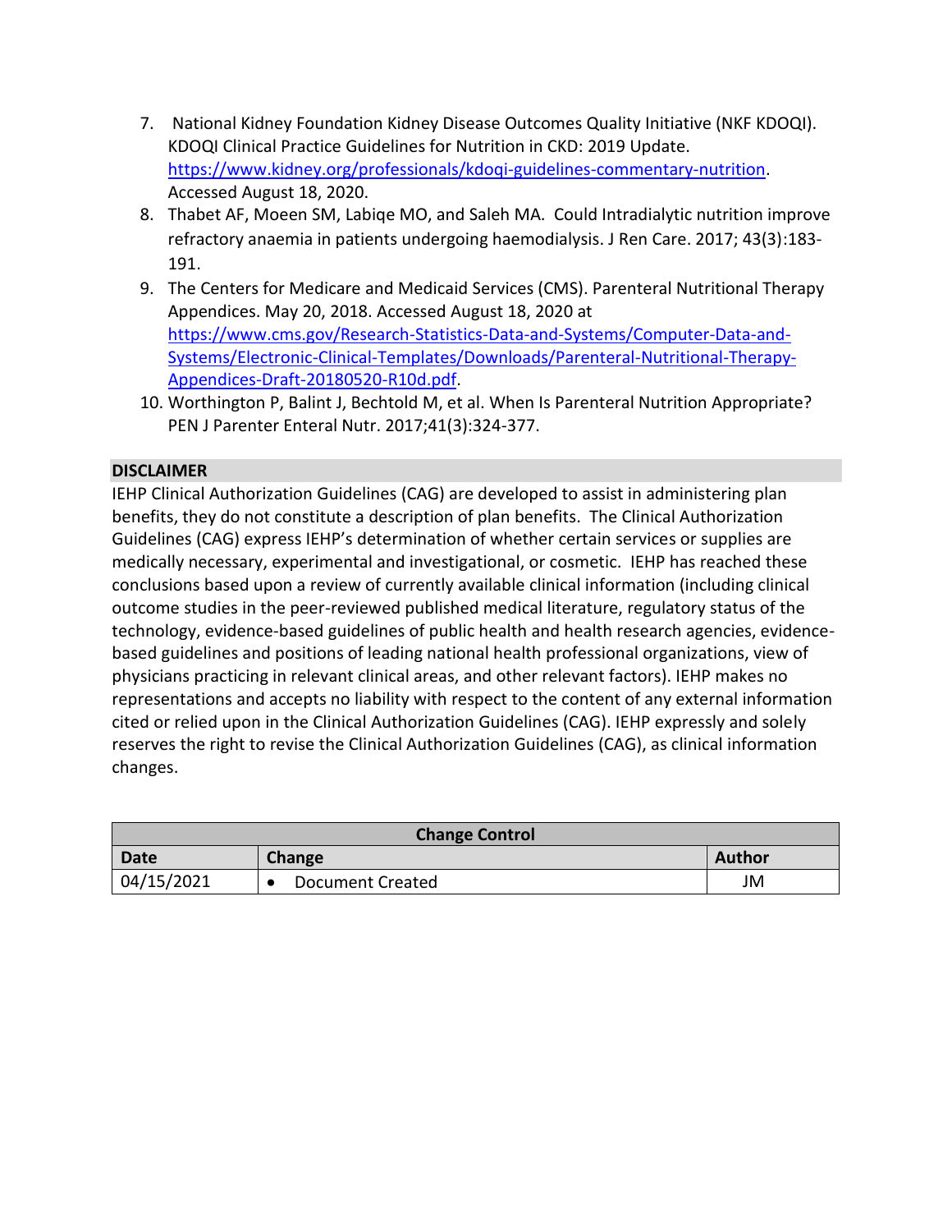7. National Kidney Foundation Kidney Disease Outcomes Quality Initiative (NKF KDOQI). KDOQI Clinical Practice Guidelines for Nutrition in CKD: 2019 Update. https://www.kidney.org/professionals/kdoqi-guidelines-commentary-nutrition. Accessed August 18, 2020.
8. Thabet AF, Moeen SM, Labiqe MO, and Saleh MA. Could Intradialytic nutrition improve refractory anaemia in patients undergoing haemodialysis. J Ren Care. 2017; 43(3):183-191.
9. The Centers for Medicare and Medicaid Services (CMS). Parenteral Nutritional Therapy Appendices. May 20, 2018. Accessed August 18, 2020 at https://www.cms.gov/Research-Statistics-Data-and-Systems/Computer-Data-and-Systems/Electronic-Clinical-Templates/Downloads/Parenteral-Nutritional-Therapy-Appendices-Draft-20180520-R10d.pdf.
10. Worthington P, Balint J, Bechtold M, et al. When Is Parenteral Nutrition Appropriate? PEN J Parenter Enteral Nutr. 2017;41(3):324-377.

## DISCLAIMER

IEHP Clinical Authorization Guidelines (CAG) are developed to assist in administering plan benefits, they do not constitute a description of plan benefits. The Clinical Authorization Guidelines (CAG) express IEHP's determination of whether certain services or supplies are medically necessary, experimental and investigational, or cosmetic. IEHP has reached these conclusions based upon a review of currently available clinical information (including clinical outcome studies in the peer-reviewed published medical literature, regulatory status of the technology, evidence-based guidelines of public health and health research agencies, evidence-based guidelines and positions of leading national health professional organizations, view of physicians practicing in relevant clinical areas, and other relevant factors). IEHP makes no representations and accepts no liability with respect to the content of any external information cited or relied upon in the Clinical Authorization Guidelines (CAG). IEHP expressly and solely reserves the right to revise the Clinical Authorization Guidelines (CAG), as clinical information changes.

| Change Control | | |
|---|---|---|
| **Date** | **Change** | **Author** |
| 04/15/2021 | • Document Created | JM |